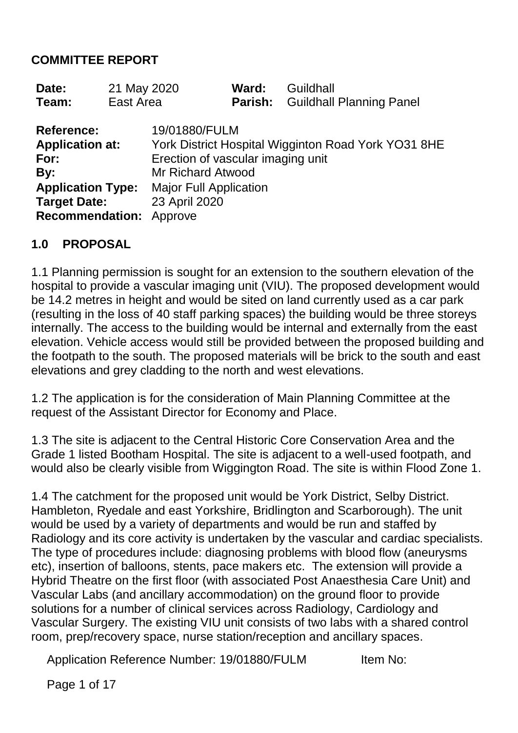**COMMITTEE REPORT**

| | | | |
|---|---|---|---|
| **Date:** | 21 May 2020 | **Ward:** | Guildhall |
| **Team:** | East Area | **Parish:** | Guildhall Planning Panel |

| | |
|---|---|
| **Reference:** | 19/01880/FULM |
| **Application at:** | York District Hospital Wigginton Road York YO31 8HE |
| **For:** | Erection of vascular imaging unit |
| **By:** | Mr Richard Atwood |
| **Application Type:** | Major Full Application |
| **Target Date:** | 23 April 2020 |
| **Recommendation:** | Approve |

## 1.0 PROPOSAL

1.1 Planning permission is sought for an extension to the southern elevation of the hospital to provide a vascular imaging unit (VIU). The proposed development would be 14.2 metres in height and would be sited on land currently used as a car park (resulting in the loss of 40 staff parking spaces) the building would be three storeys internally. The access to the building would be internal and externally from the east elevation. Vehicle access would still be provided between the proposed building and the footpath to the south. The proposed materials will be brick to the south and east elevations and grey cladding to the north and west elevations.

1.2 The application is for the consideration of Main Planning Committee at the request of the Assistant Director for Economy and Place.

1.3 The site is adjacent to the Central Historic Core Conservation Area and the Grade 1 listed Bootham Hospital. The site is adjacent to a well-used footpath, and would also be clearly visible from Wiggington Road. The site is within Flood Zone 1.

1.4 The catchment for the proposed unit would be York District, Selby District. Hambleton, Ryedale and east Yorkshire, Bridlington and Scarborough). The unit would be used by a variety of departments and would be run and staffed by Radiology and its core activity is undertaken by the vascular and cardiac specialists. The type of procedures include: diagnosing problems with blood flow (aneurysms etc), insertion of balloons, stents, pace makers etc. The extension will provide a Hybrid Theatre on the first floor (with associated Post Anaesthesia Care Unit) and Vascular Labs (and ancillary accommodation) on the ground floor to provide solutions for a number of clinical services across Radiology, Cardiology and Vascular Surgery. The existing VIU unit consists of two labs with a shared control room, prep/recovery space, nurse station/reception and ancillary spaces.

Application Reference Number: 19/01880/FULM Item No: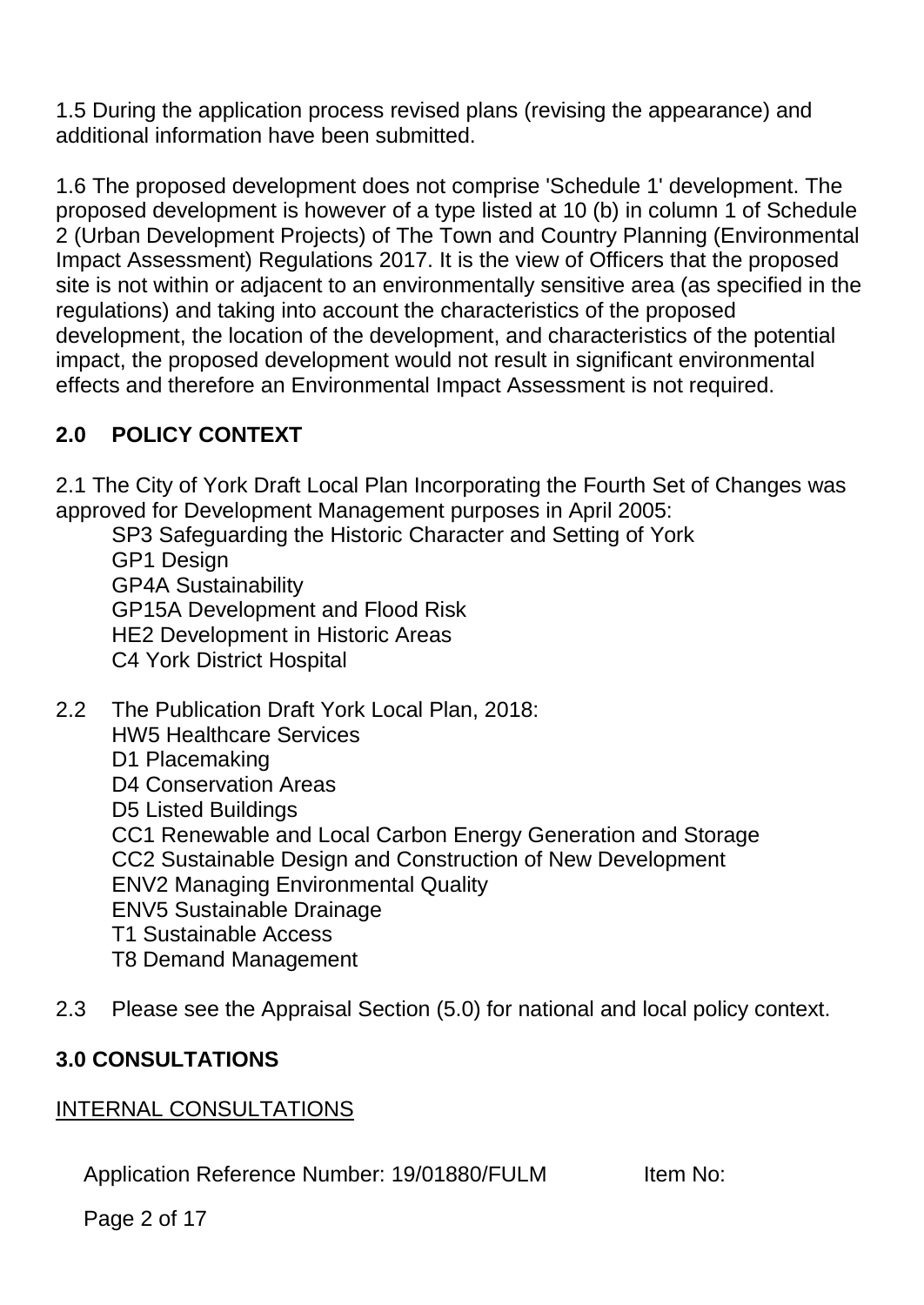1.5 During the application process revised plans (revising the appearance) and additional information have been submitted.

1.6 The proposed development does not comprise 'Schedule 1' development. The proposed development is however of a type listed at 10 (b) in column 1 of Schedule 2 (Urban Development Projects) of The Town and Country Planning (Environmental Impact Assessment) Regulations 2017. It is the view of Officers that the proposed site is not within or adjacent to an environmentally sensitive area (as specified in the regulations) and taking into account the characteristics of the proposed development, the location of the development, and characteristics of the potential impact, the proposed development would not result in significant environmental effects and therefore an Environmental Impact Assessment is not required.

## 2.0 POLICY CONTEXT

2.1 The City of York Draft Local Plan Incorporating the Fourth Set of Changes was approved for Development Management purposes in April 2005:

- SP3 Safeguarding the Historic Character and Setting of York
- GP1 Design
- GP4A Sustainability
- GP15A Development and Flood Risk
- HE2 Development in Historic Areas
- C4 York District Hospital

2.2 The Publication Draft York Local Plan, 2018:

- HW5 Healthcare Services
- D1 Placemaking
- D4 Conservation Areas
- D5 Listed Buildings
- CC1 Renewable and Local Carbon Energy Generation and Storage
- CC2 Sustainable Design and Construction of New Development
- ENV2 Managing Environmental Quality
- ENV5 Sustainable Drainage
- T1 Sustainable Access
- T8 Demand Management

2.3 Please see the Appraisal Section (5.0) for national and local policy context.

## 3.0 CONSULTATIONS

INTERNAL CONSULTATIONS

Application Reference Number: 19/01880/FULM Item No: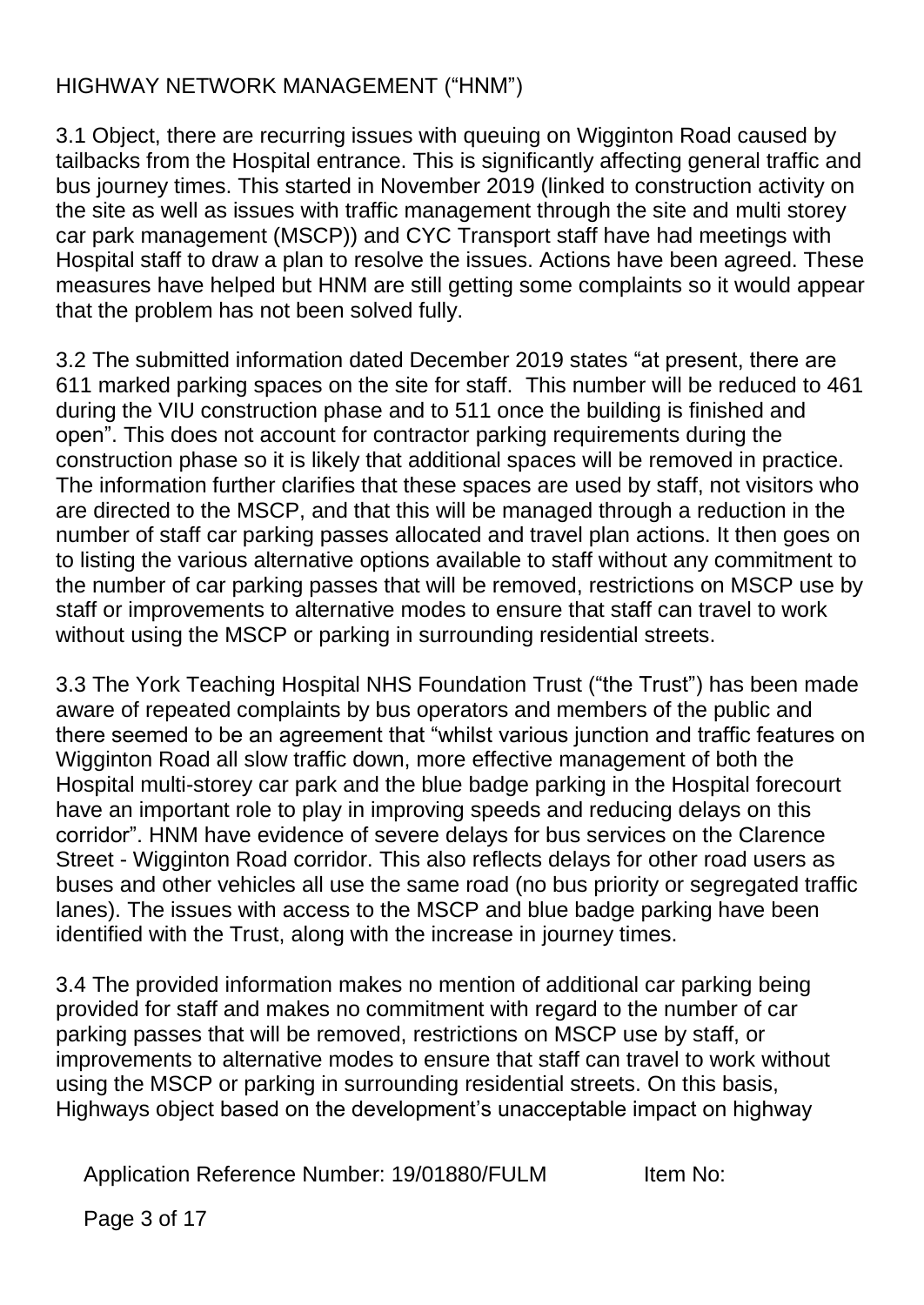HIGHWAY NETWORK MANAGEMENT ("HNM")

3.1 Object, there are recurring issues with queuing on Wigginton Road caused by tailbacks from the Hospital entrance. This is significantly affecting general traffic and bus journey times. This started in November 2019 (linked to construction activity on the site as well as issues with traffic management through the site and multi storey car park management (MSCP)) and CYC Transport staff have had meetings with Hospital staff to draw a plan to resolve the issues. Actions have been agreed. These measures have helped but HNM are still getting some complaints so it would appear that the problem has not been solved fully.

3.2 The submitted information dated December 2019 states "at present, there are 611 marked parking spaces on the site for staff. This number will be reduced to 461 during the VIU construction phase and to 511 once the building is finished and open". This does not account for contractor parking requirements during the construction phase so it is likely that additional spaces will be removed in practice. The information further clarifies that these spaces are used by staff, not visitors who are directed to the MSCP, and that this will be managed through a reduction in the number of staff car parking passes allocated and travel plan actions. It then goes on to listing the various alternative options available to staff without any commitment to the number of car parking passes that will be removed, restrictions on MSCP use by staff or improvements to alternative modes to ensure that staff can travel to work without using the MSCP or parking in surrounding residential streets.

3.3 The York Teaching Hospital NHS Foundation Trust ("the Trust") has been made aware of repeated complaints by bus operators and members of the public and there seemed to be an agreement that "whilst various junction and traffic features on Wigginton Road all slow traffic down, more effective management of both the Hospital multi-storey car park and the blue badge parking in the Hospital forecourt have an important role to play in improving speeds and reducing delays on this corridor". HNM have evidence of severe delays for bus services on the Clarence Street - Wigginton Road corridor. This also reflects delays for other road users as buses and other vehicles all use the same road (no bus priority or segregated traffic lanes). The issues with access to the MSCP and blue badge parking have been identified with the Trust, along with the increase in journey times.

3.4 The provided information makes no mention of additional car parking being provided for staff and makes no commitment with regard to the number of car parking passes that will be removed, restrictions on MSCP use by staff, or improvements to alternative modes to ensure that staff can travel to work without using the MSCP or parking in surrounding residential streets. On this basis, Highways object based on the development's unacceptable impact on highway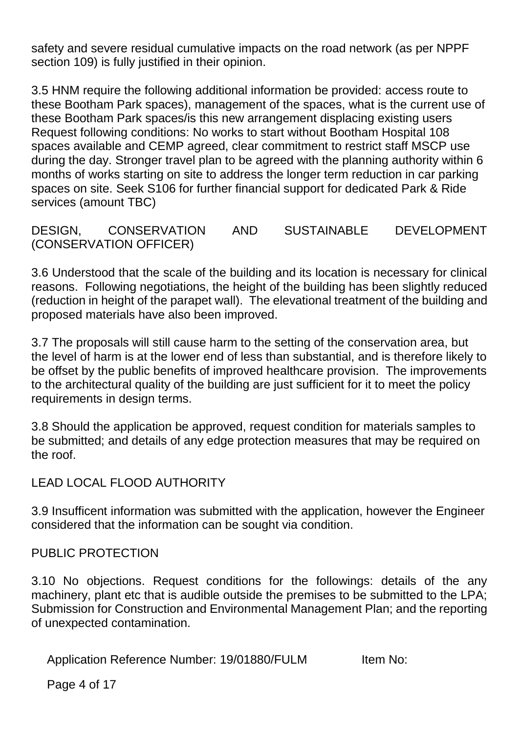safety and severe residual cumulative impacts on the road network (as per NPPF section 109) is fully justified in their opinion.

3.5 HNM require the following additional information be provided: access route to these Bootham Park spaces), management of the spaces, what is the current use of these Bootham Park spaces/is this new arrangement displacing existing users Request following conditions: No works to start without Bootham Hospital 108 spaces available and CEMP agreed, clear commitment to restrict staff MSCP use during the day. Stronger travel plan to be agreed with the planning authority within 6 months of works starting on site to address the longer term reduction in car parking spaces on site. Seek S106 for further financial support for dedicated Park & Ride services (amount TBC)

DESIGN, CONSERVATION AND SUSTAINABLE DEVELOPMENT (CONSERVATION OFFICER)

3.6 Understood that the scale of the building and its location is necessary for clinical reasons. Following negotiations, the height of the building has been slightly reduced (reduction in height of the parapet wall). The elevational treatment of the building and proposed materials have also been improved.

3.7 The proposals will still cause harm to the setting of the conservation area, but the level of harm is at the lower end of less than substantial, and is therefore likely to be offset by the public benefits of improved healthcare provision. The improvements to the architectural quality of the building are just sufficient for it to meet the policy requirements in design terms.

3.8 Should the application be approved, request condition for materials samples to be submitted; and details of any edge protection measures that may be required on the roof.

LEAD LOCAL FLOOD AUTHORITY

3.9 Insufficent information was submitted with the application, however the Engineer considered that the information can be sought via condition.

PUBLIC PROTECTION

3.10 No objections. Request conditions for the followings: details of the any machinery, plant etc that is audible outside the premises to be submitted to the LPA; Submission for Construction and Environmental Management Plan; and the reporting of unexpected contamination.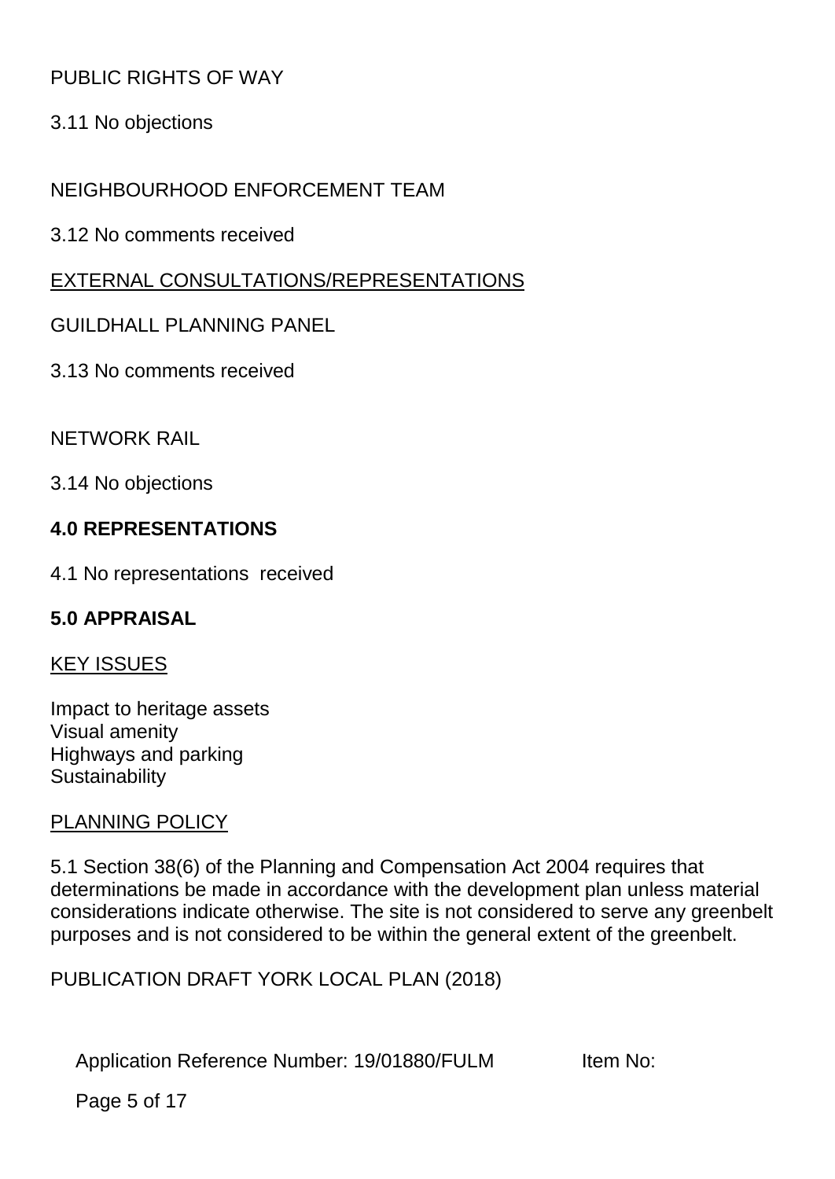PUBLIC RIGHTS OF WAY

3.11 No objections

NEIGHBOURHOOD ENFORCEMENT TEAM

3.12 No comments received

<u>EXTERNAL CONSULTATIONS/REPRESENTATIONS</u>

GUILDHALL PLANNING PANEL

3.13 No comments received

NETWORK RAIL

3.14 No objections

**4.0 REPRESENTATIONS**

4.1 No representations received

**5.0 APPRAISAL**

<u>KEY ISSUES</u>

Impact to heritage assets
Visual amenity
Highways and parking
Sustainability

<u>PLANNING POLICY</u>

5.1 Section 38(6) of the Planning and Compensation Act 2004 requires that determinations be made in accordance with the development plan unless material considerations indicate otherwise. The site is not considered to serve any greenbelt purposes and is not considered to be within the general extent of the greenbelt.

PUBLICATION DRAFT YORK LOCAL PLAN (2018)

Application Reference Number: 19/01880/FULM Item No: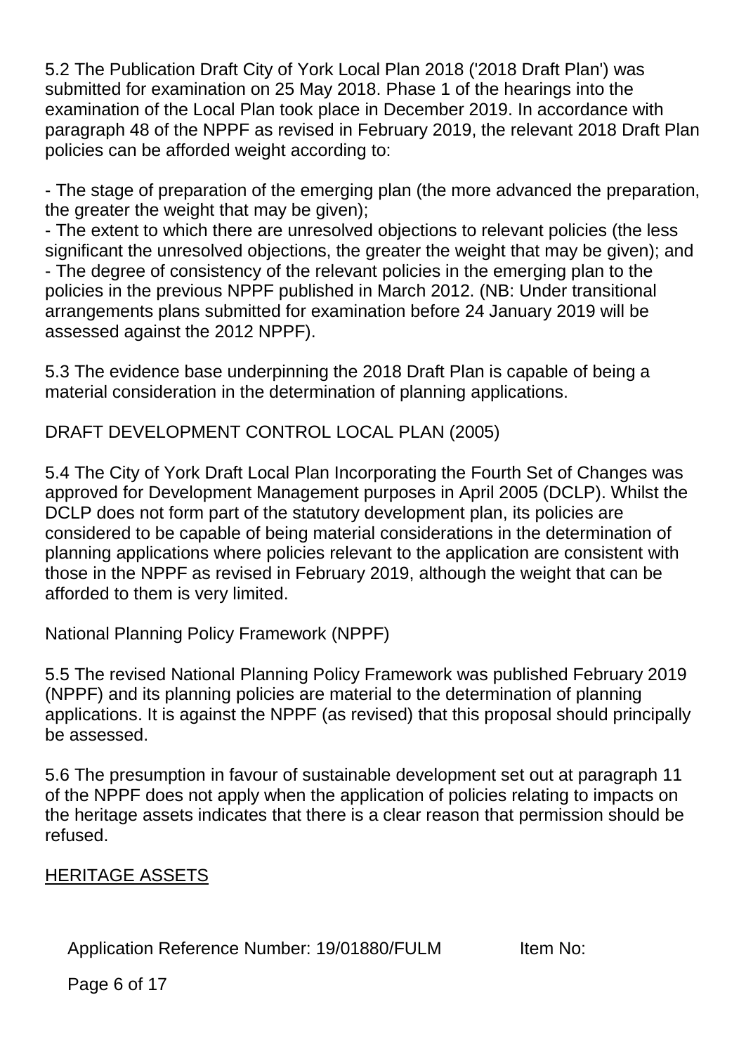5.2 The Publication Draft City of York Local Plan 2018 ('2018 Draft Plan') was submitted for examination on 25 May 2018. Phase 1 of the hearings into the examination of the Local Plan took place in December 2019. In accordance with paragraph 48 of the NPPF as revised in February 2019, the relevant 2018 Draft Plan policies can be afforded weight according to:

- The stage of preparation of the emerging plan (the more advanced the preparation, the greater the weight that may be given);
- The extent to which there are unresolved objections to relevant policies (the less significant the unresolved objections, the greater the weight that may be given); and
- The degree of consistency of the relevant policies in the emerging plan to the policies in the previous NPPF published in March 2012. (NB: Under transitional arrangements plans submitted for examination before 24 January 2019 will be assessed against the 2012 NPPF).

5.3 The evidence base underpinning the 2018 Draft Plan is capable of being a material consideration in the determination of planning applications.

DRAFT DEVELOPMENT CONTROL LOCAL PLAN (2005)

5.4 The City of York Draft Local Plan Incorporating the Fourth Set of Changes was approved for Development Management purposes in April 2005 (DCLP). Whilst the DCLP does not form part of the statutory development plan, its policies are considered to be capable of being material considerations in the determination of planning applications where policies relevant to the application are consistent with those in the NPPF as revised in February 2019, although the weight that can be afforded to them is very limited.

National Planning Policy Framework (NPPF)

5.5 The revised National Planning Policy Framework was published February 2019 (NPPF) and its planning policies are material to the determination of planning applications. It is against the NPPF (as revised) that this proposal should principally be assessed.

5.6 The presumption in favour of sustainable development set out at paragraph 11 of the NPPF does not apply when the application of policies relating to impacts on the heritage assets indicates that there is a clear reason that permission should be refused.

HERITAGE ASSETS

Application Reference Number: 19/01880/FULM Item No: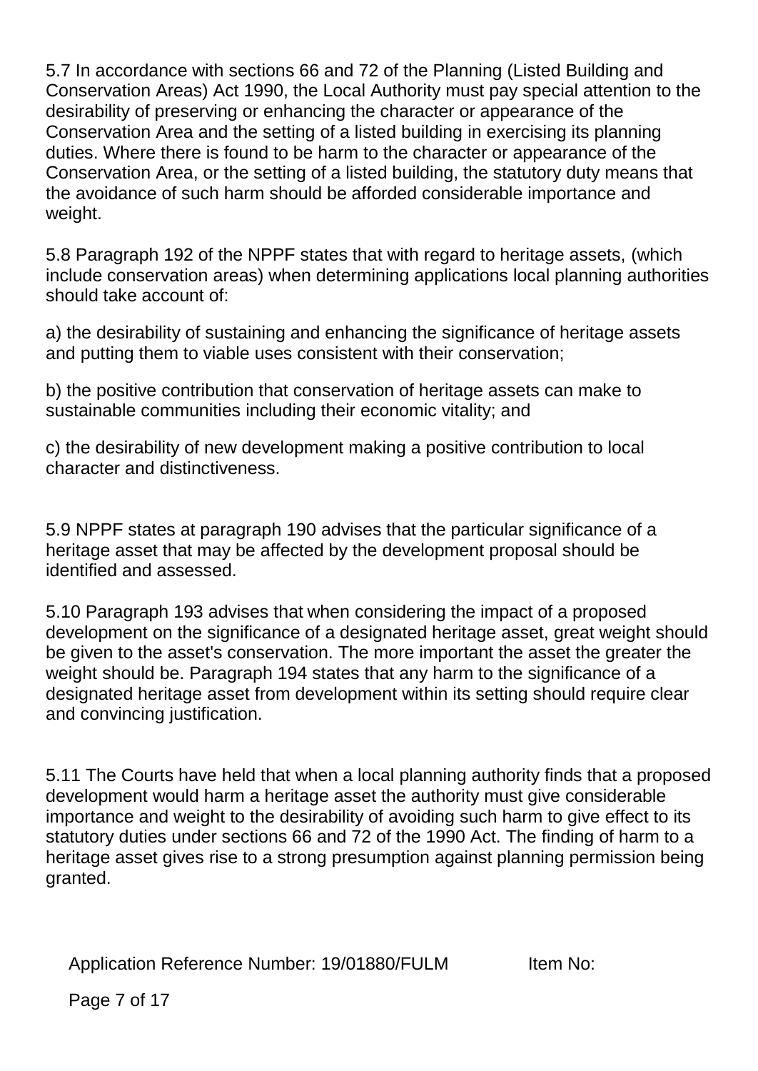5.7 In accordance with sections 66 and 72 of the Planning (Listed Building and Conservation Areas) Act 1990, the Local Authority must pay special attention to the desirability of preserving or enhancing the character or appearance of the Conservation Area and the setting of a listed building in exercising its planning duties. Where there is found to be harm to the character or appearance of the Conservation Area, or the setting of a listed building, the statutory duty means that the avoidance of such harm should be afforded considerable importance and weight.

5.8 Paragraph 192 of the NPPF states that with regard to heritage assets, (which include conservation areas) when determining applications local planning authorities should take account of:

a) the desirability of sustaining and enhancing the significance of heritage assets and putting them to viable uses consistent with their conservation;

b) the positive contribution that conservation of heritage assets can make to sustainable communities including their economic vitality; and

c) the desirability of new development making a positive contribution to local character and distinctiveness.

5.9 NPPF states at paragraph 190 advises that the particular significance of a heritage asset that may be affected by the development proposal should be identified and assessed.

5.10 Paragraph 193 advises that when considering the impact of a proposed development on the significance of a designated heritage asset, great weight should be given to the asset's conservation. The more important the asset the greater the weight should be. Paragraph 194 states that any harm to the significance of a designated heritage asset from development within its setting should require clear and convincing justification.

5.11 The Courts have held that when a local planning authority finds that a proposed development would harm a heritage asset the authority must give considerable importance and weight to the desirability of avoiding such harm to give effect to its statutory duties under sections 66 and 72 of the 1990 Act. The finding of harm to a heritage asset gives rise to a strong presumption against planning permission being granted.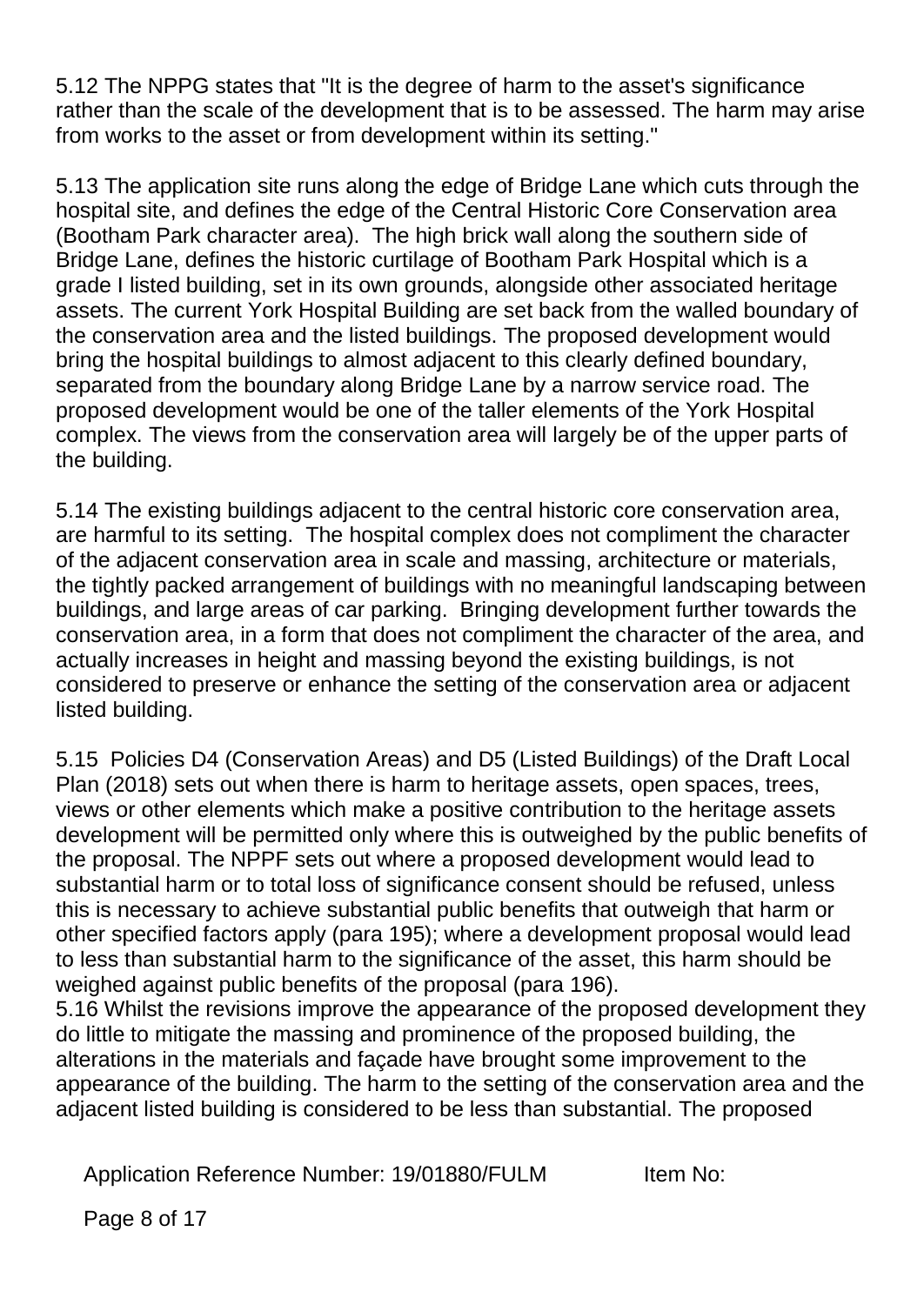5.12 The NPPG states that "It is the degree of harm to the asset's significance rather than the scale of the development that is to be assessed. The harm may arise from works to the asset or from development within its setting."

5.13 The application site runs along the edge of Bridge Lane which cuts through the hospital site, and defines the edge of the Central Historic Core Conservation area (Bootham Park character area). The high brick wall along the southern side of Bridge Lane, defines the historic curtilage of Bootham Park Hospital which is a grade I listed building, set in its own grounds, alongside other associated heritage assets. The current York Hospital Building are set back from the walled boundary of the conservation area and the listed buildings. The proposed development would bring the hospital buildings to almost adjacent to this clearly defined boundary, separated from the boundary along Bridge Lane by a narrow service road. The proposed development would be one of the taller elements of the York Hospital complex. The views from the conservation area will largely be of the upper parts of the building.

5.14 The existing buildings adjacent to the central historic core conservation area, are harmful to its setting. The hospital complex does not compliment the character of the adjacent conservation area in scale and massing, architecture or materials, the tightly packed arrangement of buildings with no meaningful landscaping between buildings, and large areas of car parking. Bringing development further towards the conservation area, in a form that does not compliment the character of the area, and actually increases in height and massing beyond the existing buildings, is not considered to preserve or enhance the setting of the conservation area or adjacent listed building.

5.15 Policies D4 (Conservation Areas) and D5 (Listed Buildings) of the Draft Local Plan (2018) sets out when there is harm to heritage assets, open spaces, trees, views or other elements which make a positive contribution to the heritage assets development will be permitted only where this is outweighed by the public benefits of the proposal. The NPPF sets out where a proposed development would lead to substantial harm or to total loss of significance consent should be refused, unless this is necessary to achieve substantial public benefits that outweigh that harm or other specified factors apply (para 195); where a development proposal would lead to less than substantial harm to the significance of the asset, this harm should be weighed against public benefits of the proposal (para 196).

5.16 Whilst the revisions improve the appearance of the proposed development they do little to mitigate the massing and prominence of the proposed building, the alterations in the materials and façade have brought some improvement to the appearance of the building. The harm to the setting of the conservation area and the adjacent listed building is considered to be less than substantial. The proposed

Application Reference Number: 19/01880/FULM Item No: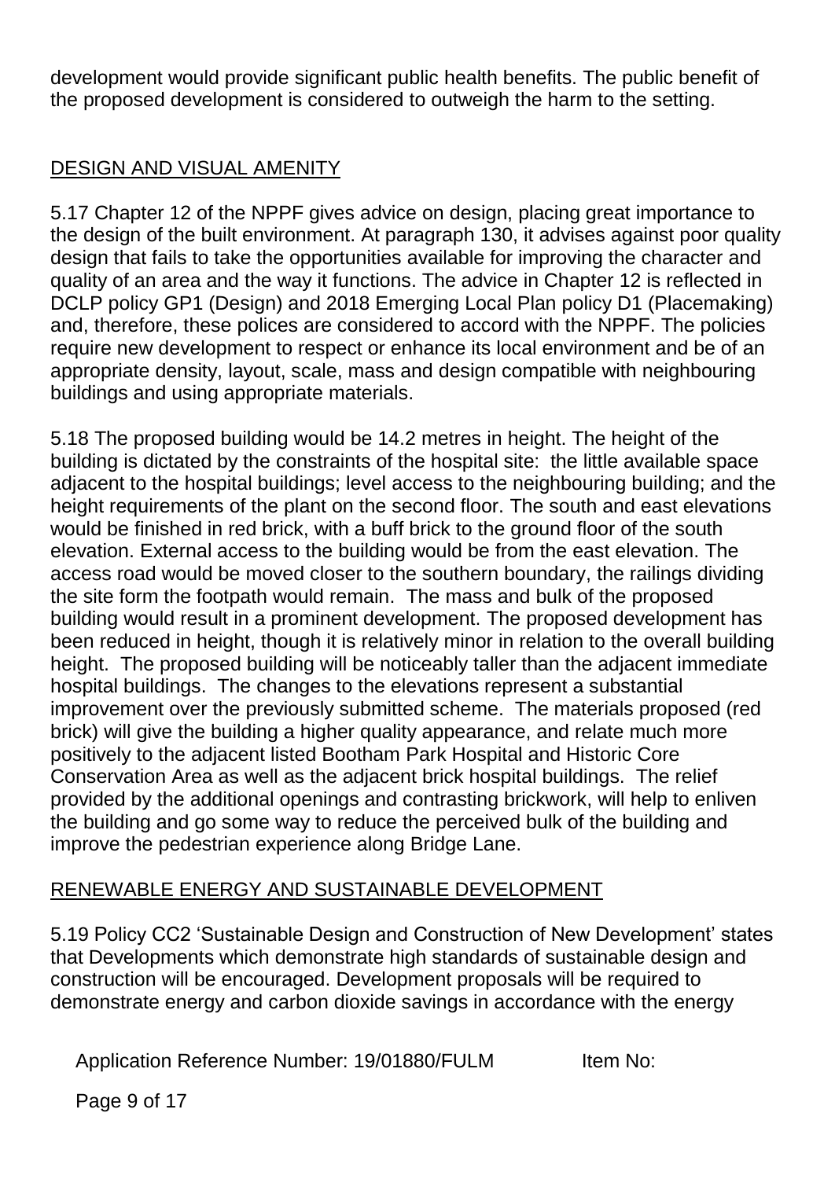development would provide significant public health benefits. The public benefit of the proposed development is considered to outweigh the harm to the setting.

## DESIGN AND VISUAL AMENITY

5.17 Chapter 12 of the NPPF gives advice on design, placing great importance to the design of the built environment. At paragraph 130, it advises against poor quality design that fails to take the opportunities available for improving the character and quality of an area and the way it functions. The advice in Chapter 12 is reflected in DCLP policy GP1 (Design) and 2018 Emerging Local Plan policy D1 (Placemaking) and, therefore, these polices are considered to accord with the NPPF. The policies require new development to respect or enhance its local environment and be of an appropriate density, layout, scale, mass and design compatible with neighbouring buildings and using appropriate materials.

5.18 The proposed building would be 14.2 metres in height. The height of the building is dictated by the constraints of the hospital site: the little available space adjacent to the hospital buildings; level access to the neighbouring building; and the height requirements of the plant on the second floor. The south and east elevations would be finished in red brick, with a buff brick to the ground floor of the south elevation. External access to the building would be from the east elevation. The access road would be moved closer to the southern boundary, the railings dividing the site form the footpath would remain. The mass and bulk of the proposed building would result in a prominent development. The proposed development has been reduced in height, though it is relatively minor in relation to the overall building height. The proposed building will be noticeably taller than the adjacent immediate hospital buildings. The changes to the elevations represent a substantial improvement over the previously submitted scheme. The materials proposed (red brick) will give the building a higher quality appearance, and relate much more positively to the adjacent listed Bootham Park Hospital and Historic Core Conservation Area as well as the adjacent brick hospital buildings. The relief provided by the additional openings and contrasting brickwork, will help to enliven the building and go some way to reduce the perceived bulk of the building and improve the pedestrian experience along Bridge Lane.

## RENEWABLE ENERGY AND SUSTAINABLE DEVELOPMENT

5.19 Policy CC2 'Sustainable Design and Construction of New Development' states that Developments which demonstrate high standards of sustainable design and construction will be encouraged. Development proposals will be required to demonstrate energy and carbon dioxide savings in accordance with the energy

Application Reference Number: 19/01880/FULM Item No: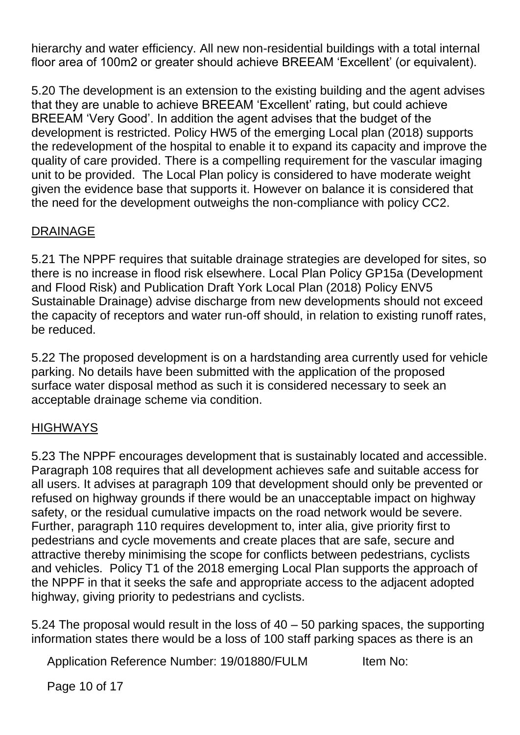hierarchy and water efficiency. All new non-residential buildings with a total internal floor area of 100m2 or greater should achieve BREEAM 'Excellent' (or equivalent).

5.20 The development is an extension to the existing building and the agent advises that they are unable to achieve BREEAM 'Excellent' rating, but could achieve BREEAM 'Very Good'. In addition the agent advises that the budget of the development is restricted. Policy HW5 of the emerging Local plan (2018) supports the redevelopment of the hospital to enable it to expand its capacity and improve the quality of care provided. There is a compelling requirement for the vascular imaging unit to be provided. The Local Plan policy is considered to have moderate weight given the evidence base that supports it. However on balance it is considered that the need for the development outweighs the non-compliance with policy CC2.

## DRAINAGE

5.21 The NPPF requires that suitable drainage strategies are developed for sites, so there is no increase in flood risk elsewhere. Local Plan Policy GP15a (Development and Flood Risk) and Publication Draft York Local Plan (2018) Policy ENV5 Sustainable Drainage) advise discharge from new developments should not exceed the capacity of receptors and water run-off should, in relation to existing runoff rates, be reduced.

5.22 The proposed development is on a hardstanding area currently used for vehicle parking. No details have been submitted with the application of the proposed surface water disposal method as such it is considered necessary to seek an acceptable drainage scheme via condition.

## HIGHWAYS

5.23 The NPPF encourages development that is sustainably located and accessible. Paragraph 108 requires that all development achieves safe and suitable access for all users. It advises at paragraph 109 that development should only be prevented or refused on highway grounds if there would be an unacceptable impact on highway safety, or the residual cumulative impacts on the road network would be severe. Further, paragraph 110 requires development to, inter alia, give priority first to pedestrians and cycle movements and create places that are safe, secure and attractive thereby minimising the scope for conflicts between pedestrians, cyclists and vehicles. Policy T1 of the 2018 emerging Local Plan supports the approach of the NPPF in that it seeks the safe and appropriate access to the adjacent adopted highway, giving priority to pedestrians and cyclists.

5.24 The proposal would result in the loss of 40 – 50 parking spaces, the supporting information states there would be a loss of 100 staff parking spaces as there is an

Application Reference Number: 19/01880/FULM Item No: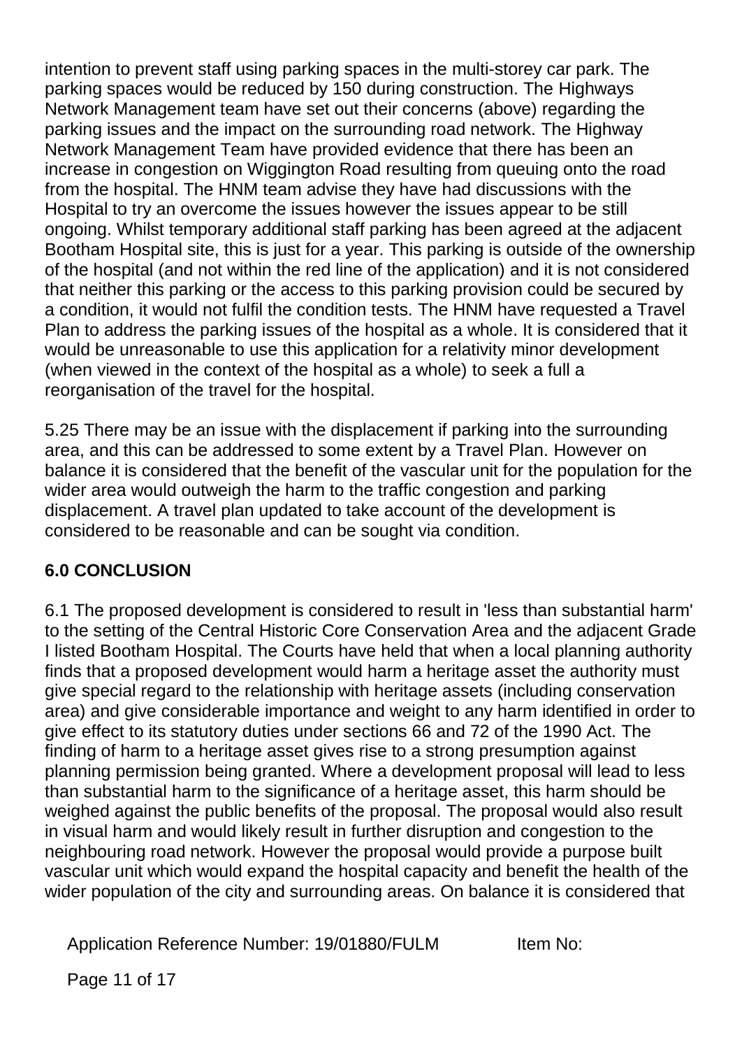intention to prevent staff using parking spaces in the multi-storey car park. The parking spaces would be reduced by 150 during construction. The Highways Network Management team have set out their concerns (above) regarding the parking issues and the impact on the surrounding road network. The Highway Network Management Team have provided evidence that there has been an increase in congestion on Wiggington Road resulting from queuing onto the road from the hospital. The HNM team advise they have had discussions with the Hospital to try an overcome the issues however the issues appear to be still ongoing. Whilst temporary additional staff parking has been agreed at the adjacent Bootham Hospital site, this is just for a year. This parking is outside of the ownership of the hospital (and not within the red line of the application) and it is not considered that neither this parking or the access to this parking provision could be secured by a condition, it would not fulfil the condition tests. The HNM have requested a Travel Plan to address the parking issues of the hospital as a whole. It is considered that it would be unreasonable to use this application for a relativity minor development (when viewed in the context of the hospital as a whole) to seek a full a reorganisation of the travel for the hospital.

5.25 There may be an issue with the displacement if parking into the surrounding area, and this can be addressed to some extent by a Travel Plan. However on balance it is considered that the benefit of the vascular unit for the population for the wider area would outweigh the harm to the traffic congestion and parking displacement. A travel plan updated to take account of the development is considered to be reasonable and can be sought via condition.

## 6.0 CONCLUSION

6.1 The proposed development is considered to result in 'less than substantial harm' to the setting of the Central Historic Core Conservation Area and the adjacent Grade I listed Bootham Hospital. The Courts have held that when a local planning authority finds that a proposed development would harm a heritage asset the authority must give special regard to the relationship with heritage assets (including conservation area) and give considerable importance and weight to any harm identified in order to give effect to its statutory duties under sections 66 and 72 of the 1990 Act. The finding of harm to a heritage asset gives rise to a strong presumption against planning permission being granted. Where a development proposal will lead to less than substantial harm to the significance of a heritage asset, this harm should be weighed against the public benefits of the proposal. The proposal would also result in visual harm and would likely result in further disruption and congestion to the neighbouring road network. However the proposal would provide a purpose built vascular unit which would expand the hospital capacity and benefit the health of the wider population of the city and surrounding areas. On balance it is considered that

Application Reference Number: 19/01880/FULM Item No: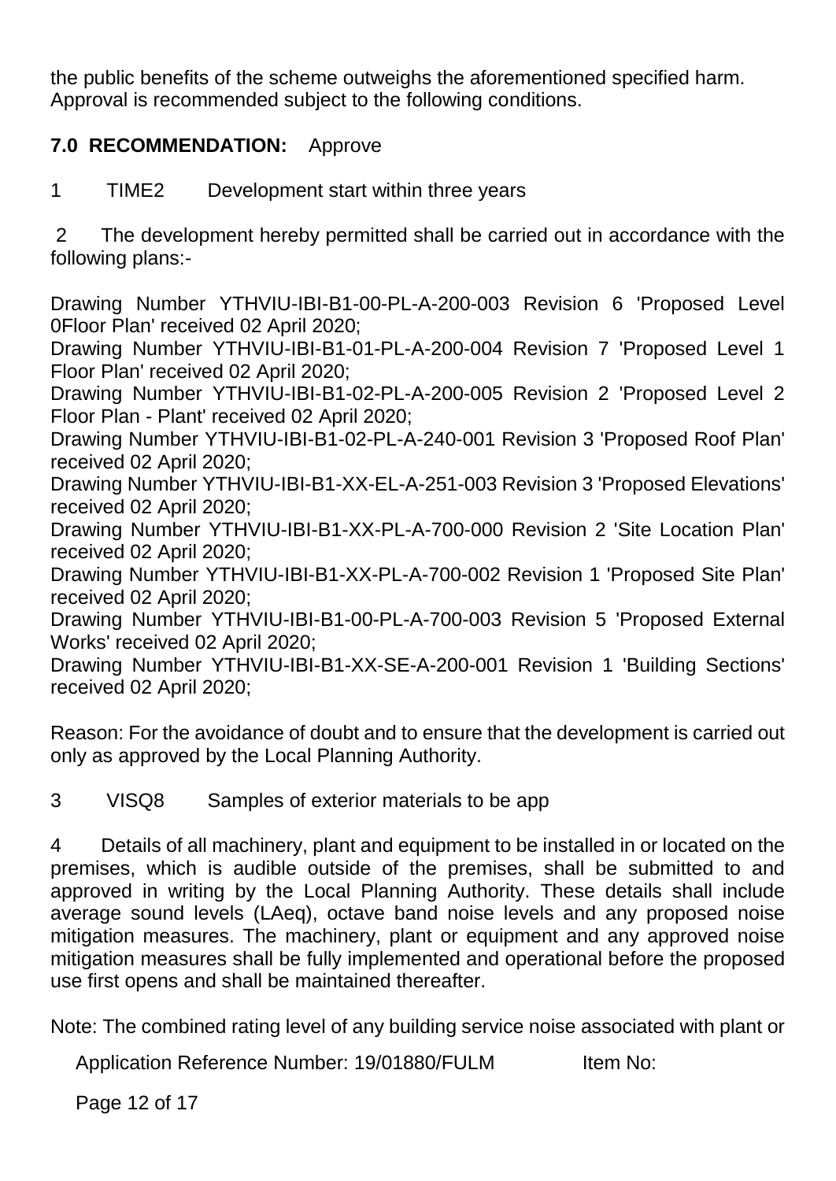the public benefits of the scheme outweighs the aforementioned specified harm. Approval is recommended subject to the following conditions.

**7.0 RECOMMENDATION:** Approve

1 TIME2 Development start within three years

2 The development hereby permitted shall be carried out in accordance with the following plans:-

Drawing Number YTHVIU-IBI-B1-00-PL-A-200-003 Revision 6 'Proposed Level 0Floor Plan' received 02 April 2020;
Drawing Number YTHVIU-IBI-B1-01-PL-A-200-004 Revision 7 'Proposed Level 1 Floor Plan' received 02 April 2020;
Drawing Number YTHVIU-IBI-B1-02-PL-A-200-005 Revision 2 'Proposed Level 2 Floor Plan - Plant' received 02 April 2020;
Drawing Number YTHVIU-IBI-B1-02-PL-A-240-001 Revision 3 'Proposed Roof Plan' received 02 April 2020;
Drawing Number YTHVIU-IBI-B1-XX-EL-A-251-003 Revision 3 'Proposed Elevations' received 02 April 2020;
Drawing Number YTHVIU-IBI-B1-XX-PL-A-700-000 Revision 2 'Site Location Plan' received 02 April 2020;
Drawing Number YTHVIU-IBI-B1-XX-PL-A-700-002 Revision 1 'Proposed Site Plan' received 02 April 2020;
Drawing Number YTHVIU-IBI-B1-00-PL-A-700-003 Revision 5 'Proposed External Works' received 02 April 2020;
Drawing Number YTHVIU-IBI-B1-XX-SE-A-200-001 Revision 1 'Building Sections' received 02 April 2020;

Reason: For the avoidance of doubt and to ensure that the development is carried out only as approved by the Local Planning Authority.

3 VISQ8 Samples of exterior materials to be app

4 Details of all machinery, plant and equipment to be installed in or located on the premises, which is audible outside of the premises, shall be submitted to and approved in writing by the Local Planning Authority. These details shall include average sound levels (LAeq), octave band noise levels and any proposed noise mitigation measures. The machinery, plant or equipment and any approved noise mitigation measures shall be fully implemented and operational before the proposed use first opens and shall be maintained thereafter.

Note: The combined rating level of any building service noise associated with plant or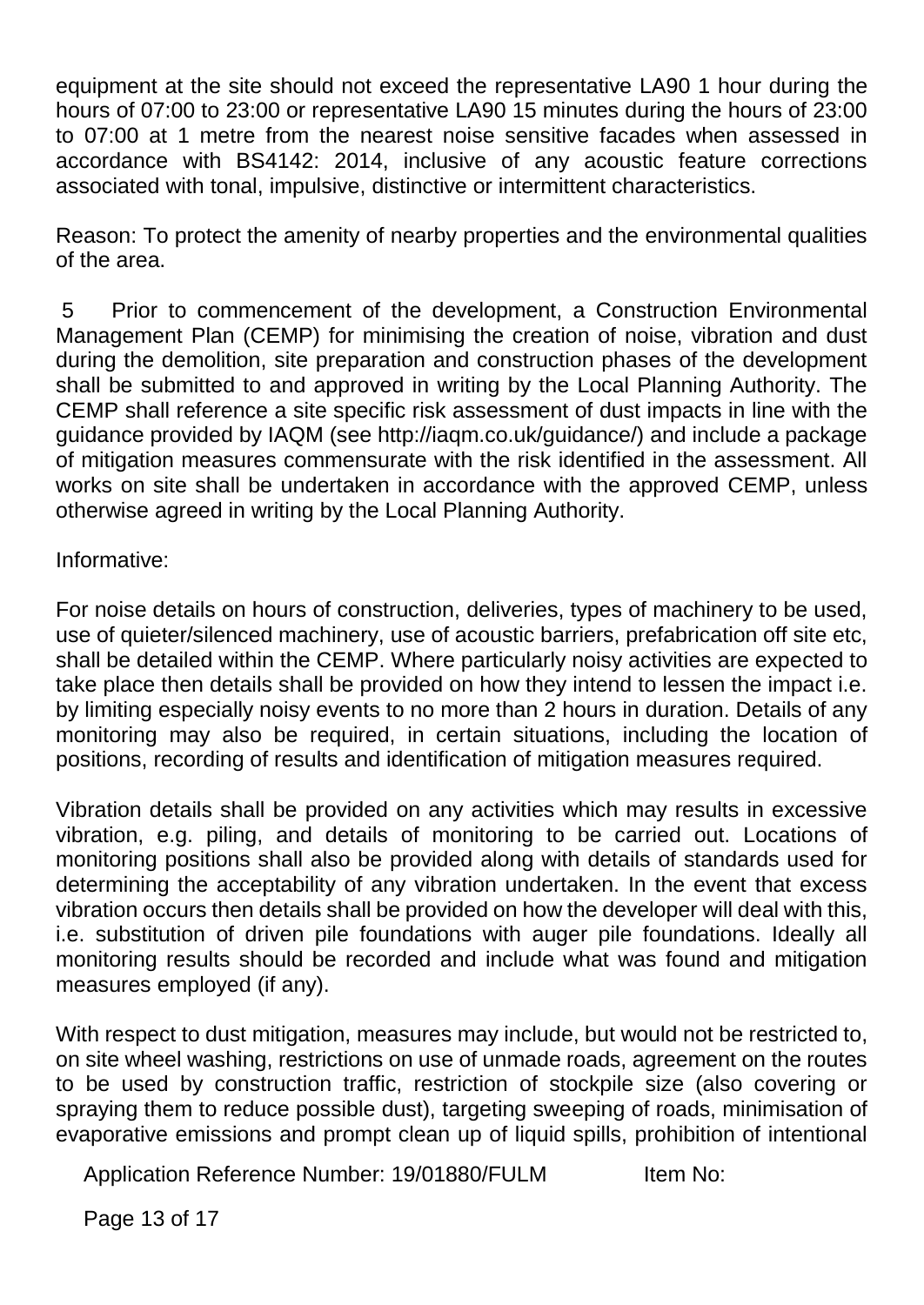equipment at the site should not exceed the representative LA90 1 hour during the hours of 07:00 to 23:00 or representative LA90 15 minutes during the hours of 23:00 to 07:00 at 1 metre from the nearest noise sensitive facades when assessed in accordance with BS4142: 2014, inclusive of any acoustic feature corrections associated with tonal, impulsive, distinctive or intermittent characteristics.

Reason: To protect the amenity of nearby properties and the environmental qualities of the area.

5 Prior to commencement of the development, a Construction Environmental Management Plan (CEMP) for minimising the creation of noise, vibration and dust during the demolition, site preparation and construction phases of the development shall be submitted to and approved in writing by the Local Planning Authority. The CEMP shall reference a site specific risk assessment of dust impacts in line with the guidance provided by IAQM (see http://iaqm.co.uk/guidance/) and include a package of mitigation measures commensurate with the risk identified in the assessment. All works on site shall be undertaken in accordance with the approved CEMP, unless otherwise agreed in writing by the Local Planning Authority.

Informative:

For noise details on hours of construction, deliveries, types of machinery to be used, use of quieter/silenced machinery, use of acoustic barriers, prefabrication off site etc, shall be detailed within the CEMP. Where particularly noisy activities are expected to take place then details shall be provided on how they intend to lessen the impact i.e. by limiting especially noisy events to no more than 2 hours in duration. Details of any monitoring may also be required, in certain situations, including the location of positions, recording of results and identification of mitigation measures required.

Vibration details shall be provided on any activities which may results in excessive vibration, e.g. piling, and details of monitoring to be carried out. Locations of monitoring positions shall also be provided along with details of standards used for determining the acceptability of any vibration undertaken. In the event that excess vibration occurs then details shall be provided on how the developer will deal with this, i.e. substitution of driven pile foundations with auger pile foundations. Ideally all monitoring results should be recorded and include what was found and mitigation measures employed (if any).

With respect to dust mitigation, measures may include, but would not be restricted to, on site wheel washing, restrictions on use of unmade roads, agreement on the routes to be used by construction traffic, restriction of stockpile size (also covering or spraying them to reduce possible dust), targeting sweeping of roads, minimisation of evaporative emissions and prompt clean up of liquid spills, prohibition of intentional

Application Reference Number: 19/01880/FULM Item No: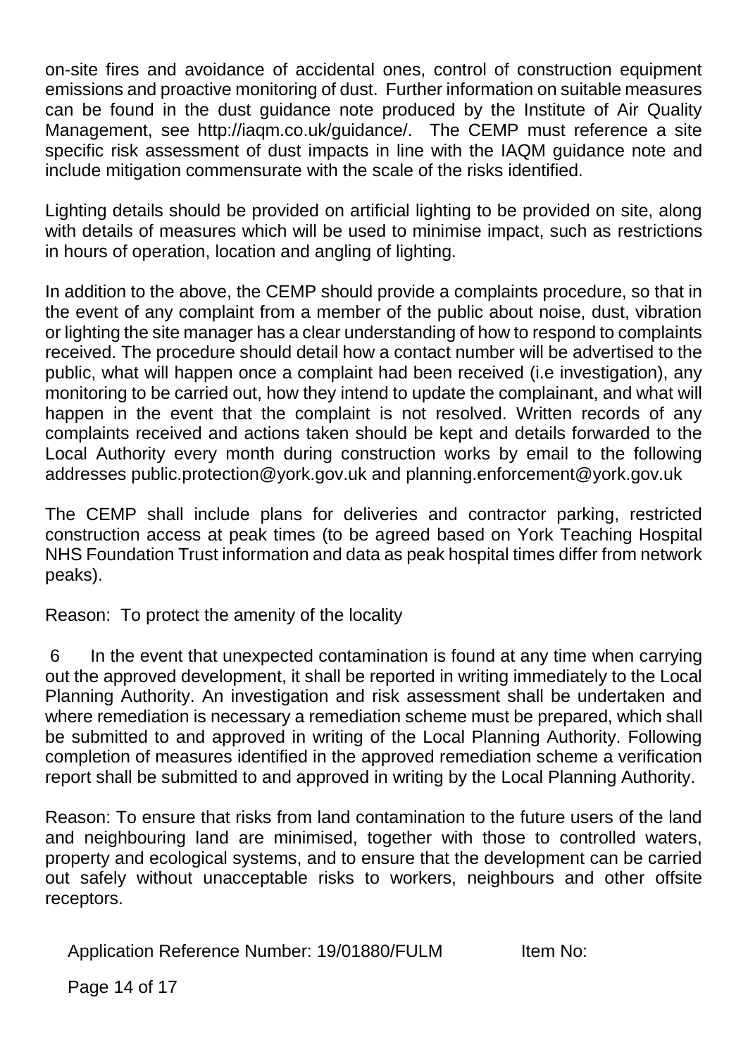on-site fires and avoidance of accidental ones, control of construction equipment emissions and proactive monitoring of dust. Further information on suitable measures can be found in the dust guidance note produced by the Institute of Air Quality Management, see http://iaqm.co.uk/guidance/. The CEMP must reference a site specific risk assessment of dust impacts in line with the IAQM guidance note and include mitigation commensurate with the scale of the risks identified.

Lighting details should be provided on artificial lighting to be provided on site, along with details of measures which will be used to minimise impact, such as restrictions in hours of operation, location and angling of lighting.

In addition to the above, the CEMP should provide a complaints procedure, so that in the event of any complaint from a member of the public about noise, dust, vibration or lighting the site manager has a clear understanding of how to respond to complaints received. The procedure should detail how a contact number will be advertised to the public, what will happen once a complaint had been received (i.e investigation), any monitoring to be carried out, how they intend to update the complainant, and what will happen in the event that the complaint is not resolved. Written records of any complaints received and actions taken should be kept and details forwarded to the Local Authority every month during construction works by email to the following addresses public.protection@york.gov.uk and planning.enforcement@york.gov.uk

The CEMP shall include plans for deliveries and contractor parking, restricted construction access at peak times (to be agreed based on York Teaching Hospital NHS Foundation Trust information and data as peak hospital times differ from network peaks).

Reason: To protect the amenity of the locality

6 In the event that unexpected contamination is found at any time when carrying out the approved development, it shall be reported in writing immediately to the Local Planning Authority. An investigation and risk assessment shall be undertaken and where remediation is necessary a remediation scheme must be prepared, which shall be submitted to and approved in writing of the Local Planning Authority. Following completion of measures identified in the approved remediation scheme a verification report shall be submitted to and approved in writing by the Local Planning Authority.

Reason: To ensure that risks from land contamination to the future users of the land and neighbouring land are minimised, together with those to controlled waters, property and ecological systems, and to ensure that the development can be carried out safely without unacceptable risks to workers, neighbours and other offsite receptors.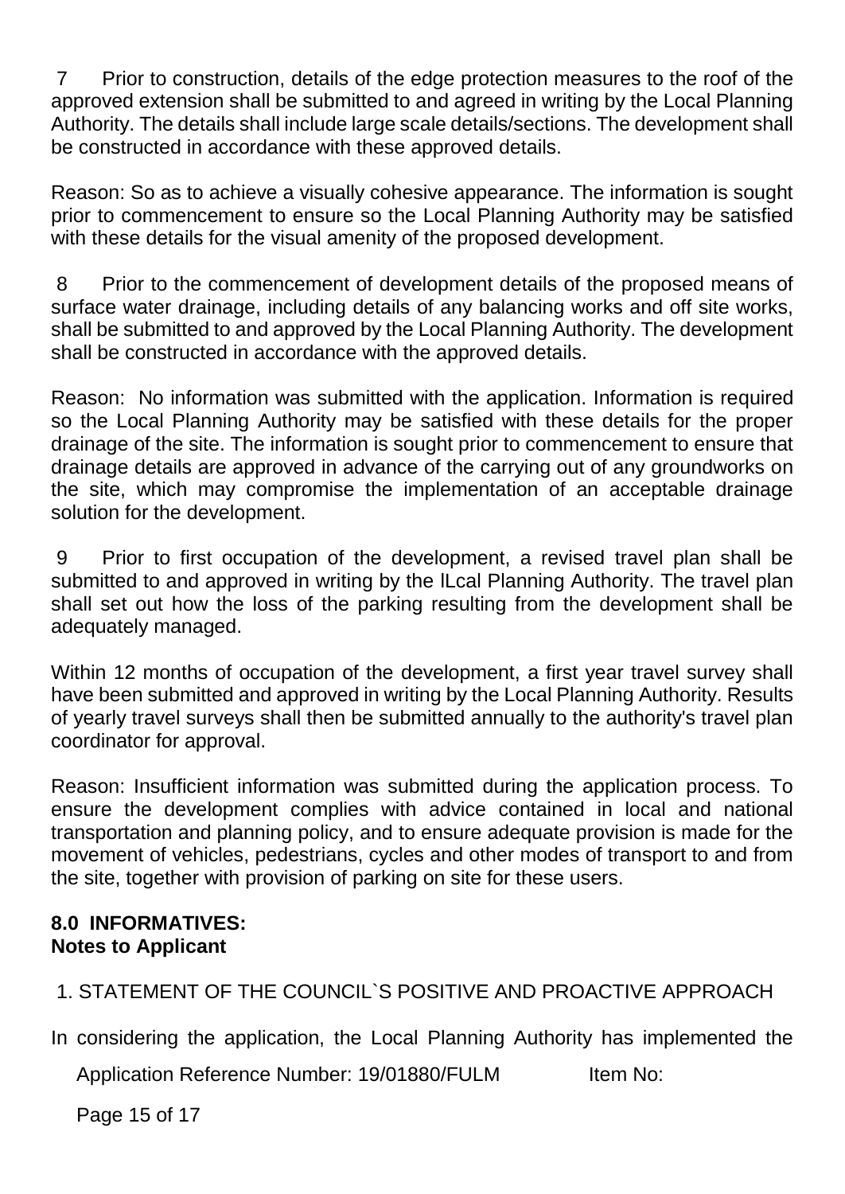7 Prior to construction, details of the edge protection measures to the roof of the approved extension shall be submitted to and agreed in writing by the Local Planning Authority. The details shall include large scale details/sections. The development shall be constructed in accordance with these approved details.

Reason: So as to achieve a visually cohesive appearance. The information is sought prior to commencement to ensure so the Local Planning Authority may be satisfied with these details for the visual amenity of the proposed development.

8 Prior to the commencement of development details of the proposed means of surface water drainage, including details of any balancing works and off site works, shall be submitted to and approved by the Local Planning Authority. The development shall be constructed in accordance with the approved details.

Reason: No information was submitted with the application. Information is required so the Local Planning Authority may be satisfied with these details for the proper drainage of the site. The information is sought prior to commencement to ensure that drainage details are approved in advance of the carrying out of any groundworks on the site, which may compromise the implementation of an acceptable drainage solution for the development.

9 Prior to first occupation of the development, a revised travel plan shall be submitted to and approved in writing by the lLcal Planning Authority. The travel plan shall set out how the loss of the parking resulting from the development shall be adequately managed.

Within 12 months of occupation of the development, a first year travel survey shall have been submitted and approved in writing by the Local Planning Authority. Results of yearly travel surveys shall then be submitted annually to the authority's travel plan coordinator for approval.

Reason: Insufficient information was submitted during the application process. To ensure the development complies with advice contained in local and national transportation and planning policy, and to ensure adequate provision is made for the movement of vehicles, pedestrians, cycles and other modes of transport to and from the site, together with provision of parking on site for these users.

## 8.0 INFORMATIVES:
**Notes to Applicant**

1. STATEMENT OF THE COUNCIL`S POSITIVE AND PROACTIVE APPROACH

In considering the application, the Local Planning Authority has implemented the

Application Reference Number: 19/01880/FULM Item No: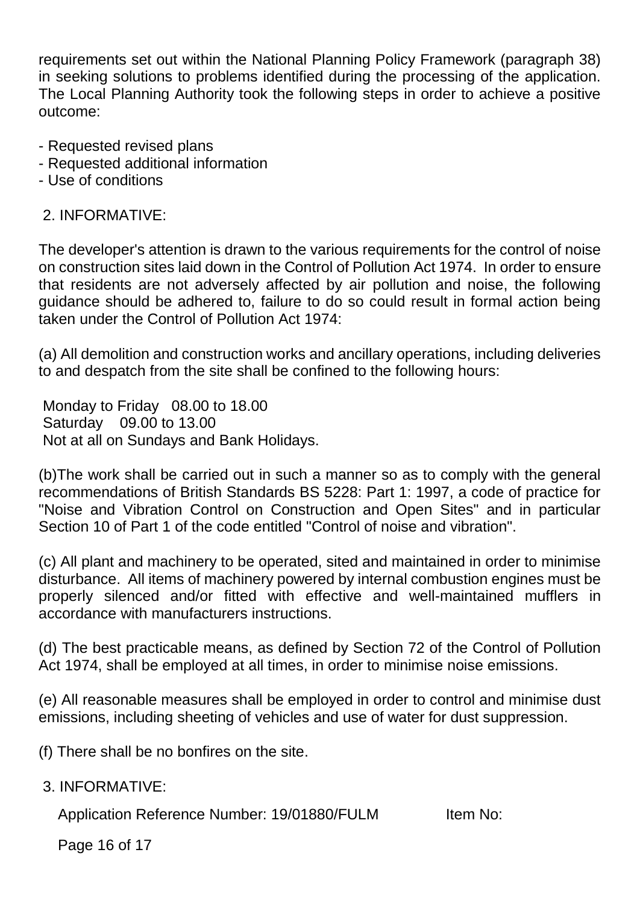requirements set out within the National Planning Policy Framework (paragraph 38) in seeking solutions to problems identified during the processing of the application. The Local Planning Authority took the following steps in order to achieve a positive outcome:

- Requested revised plans
- Requested additional information
- Use of conditions

2. INFORMATIVE:

The developer's attention is drawn to the various requirements for the control of noise on construction sites laid down in the Control of Pollution Act 1974. In order to ensure that residents are not adversely affected by air pollution and noise, the following guidance should be adhered to, failure to do so could result in formal action being taken under the Control of Pollution Act 1974:

(a) All demolition and construction works and ancillary operations, including deliveries to and despatch from the site shall be confined to the following hours:

Monday to Friday 08.00 to 18.00
Saturday 09.00 to 13.00
Not at all on Sundays and Bank Holidays.

(b)The work shall be carried out in such a manner so as to comply with the general recommendations of British Standards BS 5228: Part 1: 1997, a code of practice for "Noise and Vibration Control on Construction and Open Sites" and in particular Section 10 of Part 1 of the code entitled "Control of noise and vibration".

(c) All plant and machinery to be operated, sited and maintained in order to minimise disturbance. All items of machinery powered by internal combustion engines must be properly silenced and/or fitted with effective and well-maintained mufflers in accordance with manufacturers instructions.

(d) The best practicable means, as defined by Section 72 of the Control of Pollution Act 1974, shall be employed at all times, in order to minimise noise emissions.

(e) All reasonable measures shall be employed in order to control and minimise dust emissions, including sheeting of vehicles and use of water for dust suppression.

(f) There shall be no bonfires on the site.

3. INFORMATIVE:

Application Reference Number: 19/01880/FULM Item No: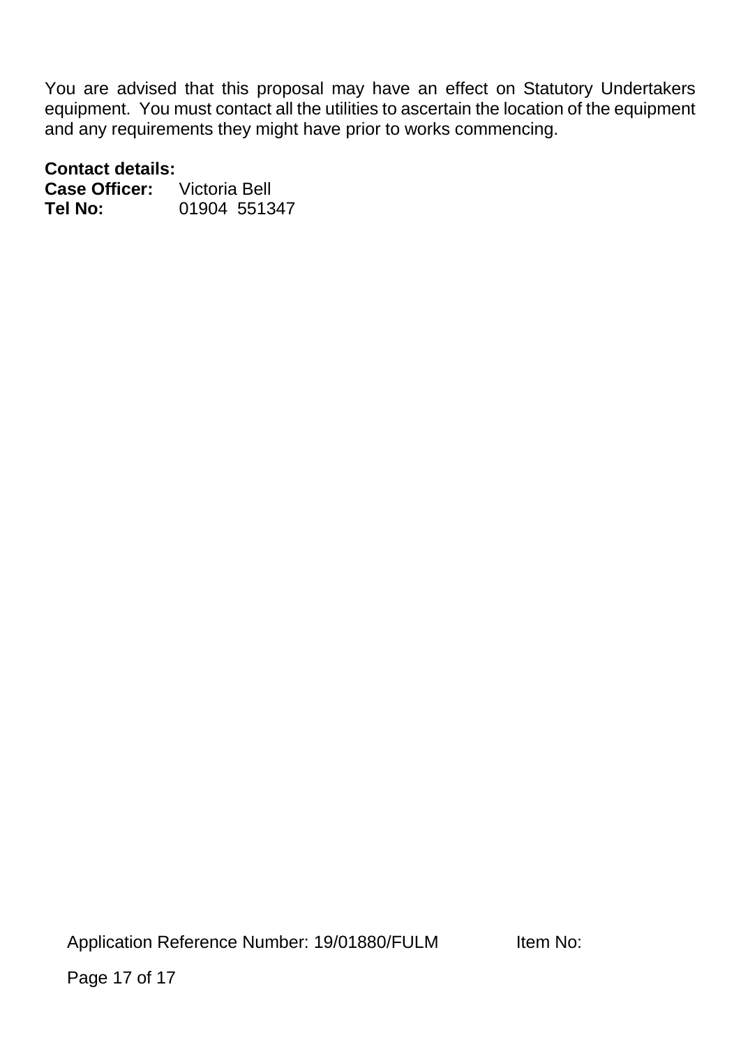You are advised that this proposal may have an effect on Statutory Undertakers equipment. You must contact all the utilities to ascertain the location of the equipment and any requirements they might have prior to works commencing.

**Contact details:**
**Case Officer:** Victoria Bell
**Tel No:** 01904 551347